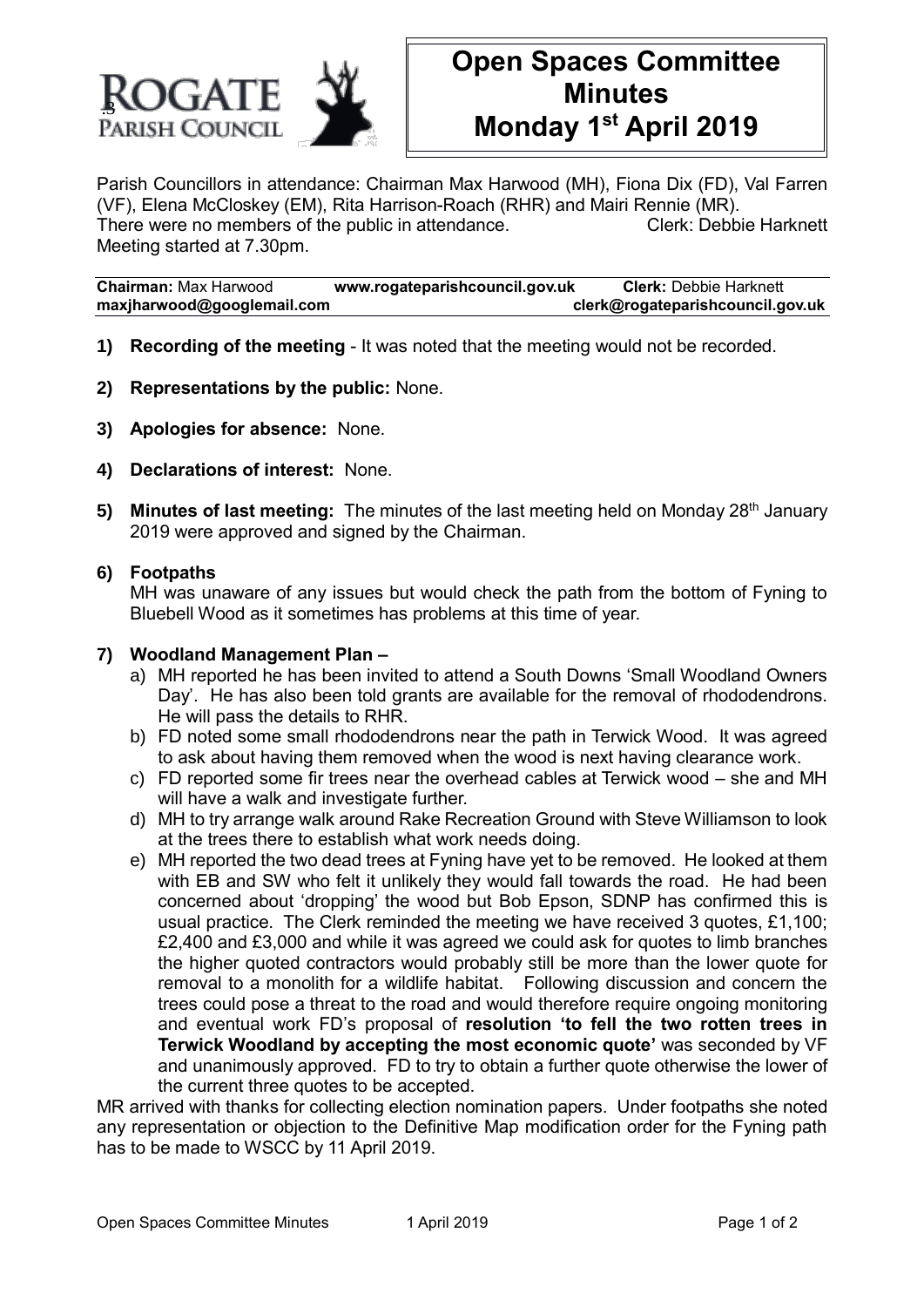# Open Spaces Committee Minutes Monday 1st April 2019

Parish Councillors in attendance: Chairman Max Harwood (MH), Fiona Dix (FD), Val Farren (VF), Elena McCloskey (EM), Rita Harrison-Roach (RHR) and Mairi Rennie (MR).
There were no members of the public in attendance. Clerk: Debbie Harknett
Meeting started at 7.30pm.

**Chairman:** Max Harwood **www.rogateparishcouncil.gov.uk** **Clerk:** Debbie Harknett
**maxjharwood@googlemail.com** **clerk@rogateparishcouncil.gov.uk**

1) **Recording of the meeting** - It was noted that the meeting would not be recorded.

2) **Representations by the public:** None.

3) **Apologies for absence:** None.

4) **Declarations of interest:** None.

5) **Minutes of last meeting:** The minutes of the last meeting held on Monday 28th January 2019 were approved and signed by the Chairman.

6) **Footpaths**
   MH was unaware of any issues but would check the path from the bottom of Fyning to Bluebell Wood as it sometimes has problems at this time of year.

7) **Woodland Management Plan –**
   a) MH reported he has been invited to attend a South Downs 'Small Woodland Owners Day'. He has also been told grants are available for the removal of rhododendrons. He will pass the details to RHR.
   b) FD noted some small rhododendrons near the path in Terwick Wood. It was agreed to ask about having them removed when the wood is next having clearance work.
   c) FD reported some fir trees near the overhead cables at Terwick wood – she and MH will have a walk and investigate further.
   d) MH to try arrange walk around Rake Recreation Ground with Steve Williamson to look at the trees there to establish what work needs doing.
   e) MH reported the two dead trees at Fyning have yet to be removed. He looked at them with EB and SW who felt it unlikely they would fall towards the road. He had been concerned about 'dropping' the wood but Bob Epson, SDNP has confirmed this is usual practice. The Clerk reminded the meeting we have received 3 quotes, £1,100; £2,400 and £3,000 and while it was agreed we could ask for quotes to limb branches the higher quoted contractors would probably still be more than the lower quote for removal to a monolith for a wildlife habitat. Following discussion and concern the trees could pose a threat to the road and would therefore require ongoing monitoring and eventual work FD's proposal of **resolution 'to fell the two rotten trees in Terwick Woodland by accepting the most economic quote'** was seconded by VF and unanimously approved. FD to try to obtain a further quote otherwise the lower of the current three quotes to be accepted.

MR arrived with thanks for collecting election nomination papers. Under footpaths she noted any representation or objection to the Definitive Map modification order for the Fyning path has to be made to WSCC by 11 April 2019.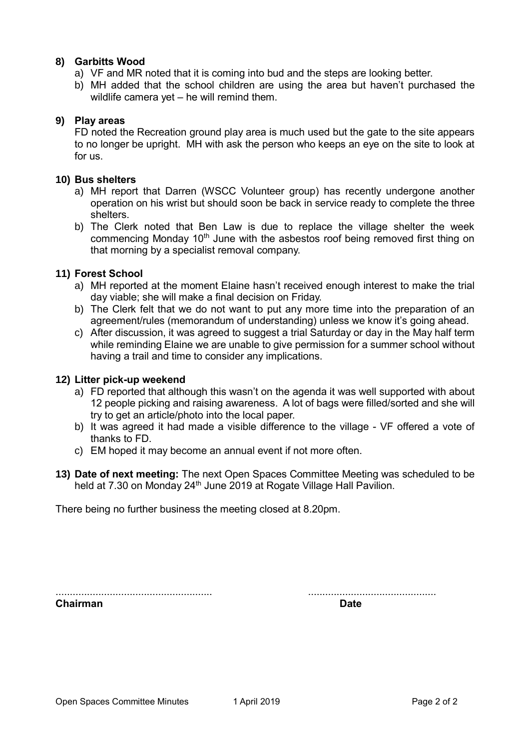**8) Garbitts Wood**

a) VF and MR noted that it is coming into bud and the steps are looking better.

b) MH added that the school children are using the area but haven't purchased the wildlife camera yet – he will remind them.

**9) Play areas**

FD noted the Recreation ground play area is much used but the gate to the site appears to no longer be upright. MH with ask the person who keeps an eye on the site to look at for us.

**10) Bus shelters**

a) MH report that Darren (WSCC Volunteer group) has recently undergone another operation on his wrist but should soon be back in service ready to complete the three shelters.

b) The Clerk noted that Ben Law is due to replace the village shelter the week commencing Monday 10th June with the asbestos roof being removed first thing on that morning by a specialist removal company.

**11) Forest School**

a) MH reported at the moment Elaine hasn't received enough interest to make the trial day viable; she will make a final decision on Friday.

b) The Clerk felt that we do not want to put any more time into the preparation of an agreement/rules (memorandum of understanding) unless we know it's going ahead.

c) After discussion, it was agreed to suggest a trial Saturday or day in the May half term while reminding Elaine we are unable to give permission for a summer school without having a trail and time to consider any implications.

**12) Litter pick-up weekend**

a) FD reported that although this wasn't on the agenda it was well supported with about 12 people picking and raising awareness. A lot of bags were filled/sorted and she will try to get an article/photo into the local paper.

b) It was agreed it had made a visible difference to the village - VF offered a vote of thanks to FD.

c) EM hoped it may become an annual event if not more often.

**13) Date of next meeting:** The next Open Spaces Committee Meeting was scheduled to be held at 7.30 on Monday 24th June 2019 at Rogate Village Hall Pavilion.

There being no further business the meeting closed at 8.20pm.

....................................................... &nbsp;&nbsp;&nbsp;&nbsp;&nbsp;&nbsp;&nbsp;&nbsp; .............................................

**Chairman** &nbsp;&nbsp;&nbsp;&nbsp;&nbsp;&nbsp;&nbsp;&nbsp;&nbsp;&nbsp;&nbsp;&nbsp;&nbsp;&nbsp;&nbsp;&nbsp;&nbsp;&nbsp;&nbsp;&nbsp;&nbsp;&nbsp;&nbsp;&nbsp;&nbsp;&nbsp;&nbsp;&nbsp;&nbsp;&nbsp;&nbsp;&nbsp; **Date**

Open Spaces Committee Minutes &nbsp;&nbsp;&nbsp;&nbsp;&nbsp;&nbsp;&nbsp;&nbsp; 1 April 2019